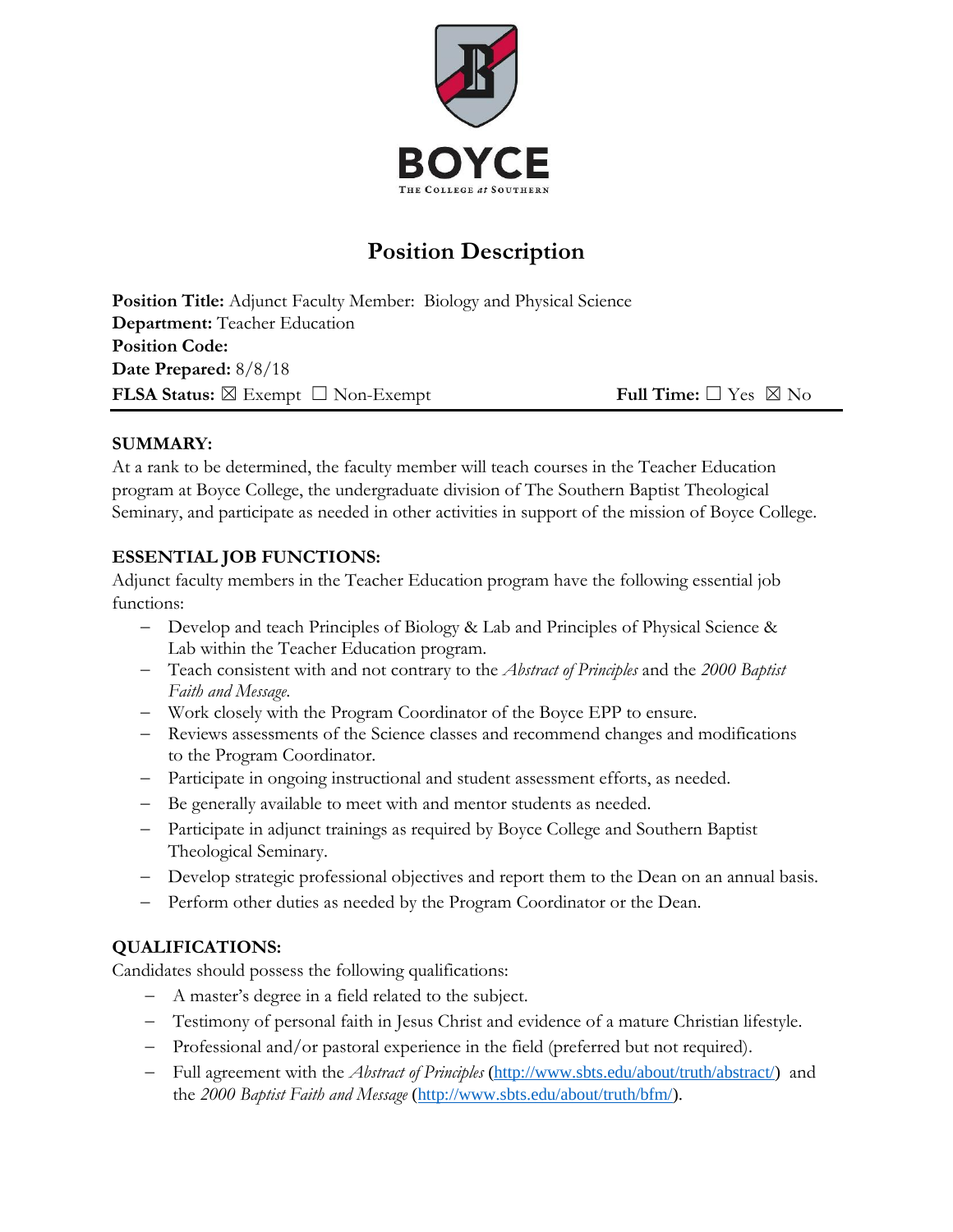BOYCE

THE COLLEGE *at* SOUTHERN

# Position Description

**Position Title:** Adjunct Faculty Member: Biology and Physical Science
**Department:** Teacher Education
**Position Code:**
**Date Prepared:** 8/8/18
**FLSA Status:** ☒ Exempt ☐ Non-Exempt **Full Time:** ☐ Yes ☒ No

## SUMMARY:

At a rank to be determined, the faculty member will teach courses in the Teacher Education program at Boyce College, the undergraduate division of The Southern Baptist Theological Seminary, and participate as needed in other activities in support of the mission of Boyce College.

## ESSENTIAL JOB FUNCTIONS:

Adjunct faculty members in the Teacher Education program have the following essential job functions:

- Develop and teach Principles of Biology & Lab and Principles of Physical Science & Lab within the Teacher Education program.
- Teach consistent with and not contrary to the *Abstract of Principles* and the *2000 Baptist Faith and Message*.
- Work closely with the Program Coordinator of the Boyce EPP to ensure.
- Reviews assessments of the Science classes and recommend changes and modifications to the Program Coordinator.
- Participate in ongoing instructional and student assessment efforts, as needed.
- Be generally available to meet with and mentor students as needed.
- Participate in adjunct trainings as required by Boyce College and Southern Baptist Theological Seminary.
- Develop strategic professional objectives and report them to the Dean on an annual basis.
- Perform other duties as needed by the Program Coordinator or the Dean.

## QUALIFICATIONS:

Candidates should possess the following qualifications:

- A master's degree in a field related to the subject.
- Testimony of personal faith in Jesus Christ and evidence of a mature Christian lifestyle.
- Professional and/or pastoral experience in the field (preferred but not required).
- Full agreement with the *Abstract of Principles* (http://www.sbts.edu/about/truth/abstract/) and the *2000 Baptist Faith and Message* (http://www.sbts.edu/about/truth/bfm/).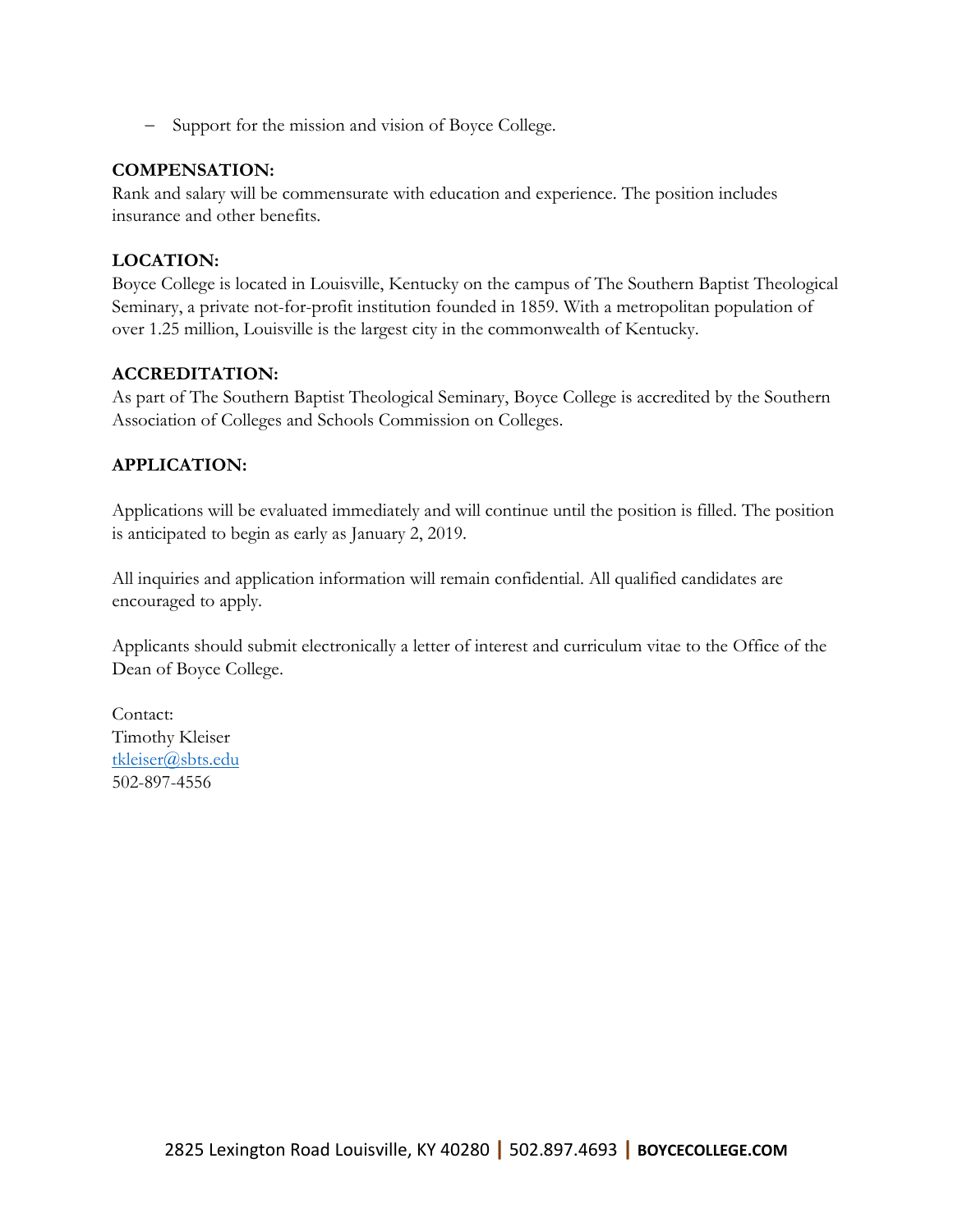- Support for the mission and vision of Boyce College.

**COMPENSATION:**
Rank and salary will be commensurate with education and experience. The position includes insurance and other benefits.

**LOCATION:**
Boyce College is located in Louisville, Kentucky on the campus of The Southern Baptist Theological Seminary, a private not-for-profit institution founded in 1859. With a metropolitan population of over 1.25 million, Louisville is the largest city in the commonwealth of Kentucky.

**ACCREDITATION:**
As part of The Southern Baptist Theological Seminary, Boyce College is accredited by the Southern Association of Colleges and Schools Commission on Colleges.

**APPLICATION:**

Applications will be evaluated immediately and will continue until the position is filled. The position is anticipated to begin as early as January 2, 2019.

All inquiries and application information will remain confidential. All qualified candidates are encouraged to apply.

Applicants should submit electronically a letter of interest and curriculum vitae to the Office of the Dean of Boyce College.

Contact:
Timothy Kleiser
tkleiser@sbts.edu
502-897-4556